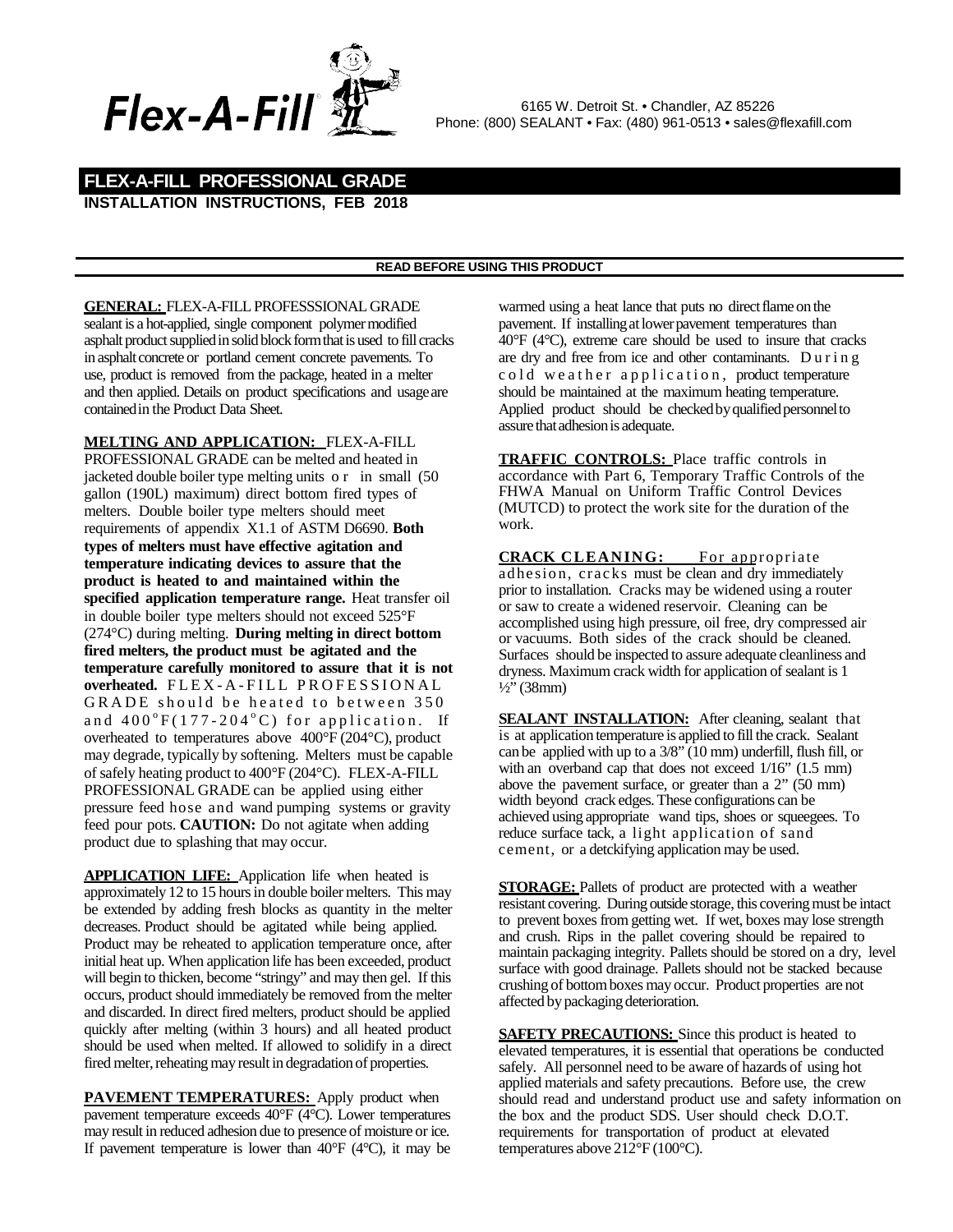Flex-A-Fill

6165 W. Detroit St. • Chandler, AZ 85226
Phone: (800) SEALANT • Fax: (480) 961-0513 • sales@flexafill.com

# FLEX-A-FILL PROFESSIONAL GRADE

**INSTALLATION INSTRUCTIONS, FEB 2018**

**READ BEFORE USING THIS PRODUCT**

**GENERAL:** FLEX-A-FILL PROFESSSIONAL GRADE sealant is a hot-applied, single component polymer modified asphalt product supplied in solid block form that is used to fill cracks in asphalt concrete or portland cement concrete pavements. To use, product is removed from the package, heated in a melter and then applied. Details on product specifications and usage are contained in the Product Data Sheet.

**MELTING AND APPLICATION:** FLEX-A-FILL PROFESSIONAL GRADE can be melted and heated in jacketed double boiler type melting units or in small (50 gallon (190L) maximum) direct bottom fired types of melters. Double boiler type melters should meet requirements of appendix X1.1 of ASTM D6690. **Both types of melters must have effective agitation and temperature indicating devices to assure that the product is heated to and maintained within the specified application temperature range.** Heat transfer oil in double boiler type melters should not exceed 525°F (274°C) during melting. **During melting in direct bottom fired melters, the product must be agitated and the temperature carefully monitored to assure that it is not overheated.** FLEX-A-FILL PROFESSIONAL GRADE should be heated to between 350 and 400°F (177-204°C) for application. If overheated to temperatures above 400°F (204°C), product may degrade, typically by softening. Melters must be capable of safely heating product to 400°F (204°C). FLEX-A-FILL PROFESSIONAL GRADE can be applied using either pressure feed hose and wand pumping systems or gravity feed pour pots. **CAUTION:** Do not agitate when adding product due to splashing that may occur.

**APPLICATION LIFE:** Application life when heated is approximately 12 to 15 hours in double boiler melters. This may be extended by adding fresh blocks as quantity in the melter decreases. Product should be agitated while being applied. Product may be reheated to application temperature once, after initial heat up. When application life has been exceeded, product will begin to thicken, become "stringy" and may then gel. If this occurs, product should immediately be removed from the melter and discarded. In direct fired melters, product should be applied quickly after melting (within 3 hours) and all heated product should be used when melted. If allowed to solidify in a direct fired melter, reheating may result in degradation of properties.

**PAVEMENT TEMPERATURES:** Apply product when pavement temperature exceeds 40°F (4°C). Lower temperatures may result in reduced adhesion due to presence of moisture or ice. If pavement temperature is lower than 40°F (4°C), it may be warmed using a heat lance that puts no direct flame on the pavement. If installing at lower pavement temperatures than 40°F (4°C), extreme care should be used to insure that cracks are dry and free from ice and other contaminants. During cold weather application, product temperature should be maintained at the maximum heating temperature. Applied product should be checked by qualified personnel to assure that adhesion is adequate.

**TRAFFIC CONTROLS:** Place traffic controls in accordance with Part 6, Temporary Traffic Controls of the FHWA Manual on Uniform Traffic Control Devices (MUTCD) to protect the work site for the duration of the work.

**CRACK CLEANING:** For appropriate adhesion, cracks must be clean and dry immediately prior to installation. Cracks may be widened using a router or saw to create a widened reservoir. Cleaning can be accomplished using high pressure, oil free, dry compressed air or vacuums. Both sides of the crack should be cleaned. Surfaces should be inspected to assure adequate cleanliness and dryness. Maximum crack width for application of sealant is 1 ½" (38mm)

**SEALANT INSTALLATION:** After cleaning, sealant that is at application temperature is applied to fill the crack. Sealant can be applied with up to a 3/8" (10 mm) underfill, flush fill, or with an overband cap that does not exceed 1/16" (1.5 mm) above the pavement surface, or greater than a 2" (50 mm) width beyond crack edges. These configurations can be achieved using appropriate wand tips, shoes or squeegees. To reduce surface tack, a light application of sand cement, or a detckifying application may be used.

**STORAGE:** Pallets of product are protected with a weather resistant covering. During outside storage, this covering must be intact to prevent boxes from getting wet. If wet, boxes may lose strength and crush. Rips in the pallet covering should be repaired to maintain packaging integrity. Pallets should be stored on a dry, level surface with good drainage. Pallets should not be stacked because crushing of bottom boxes may occur. Product properties are not affected by packaging deterioration.

**SAFETY PRECAUTIONS:** Since this product is heated to elevated temperatures, it is essential that operations be conducted safely. All personnel need to be aware of hazards of using hot applied materials and safety precautions. Before use, the crew should read and understand product use and safety information on the box and the product SDS. User should check D.O.T. requirements for transportation of product at elevated temperatures above 212°F (100°C).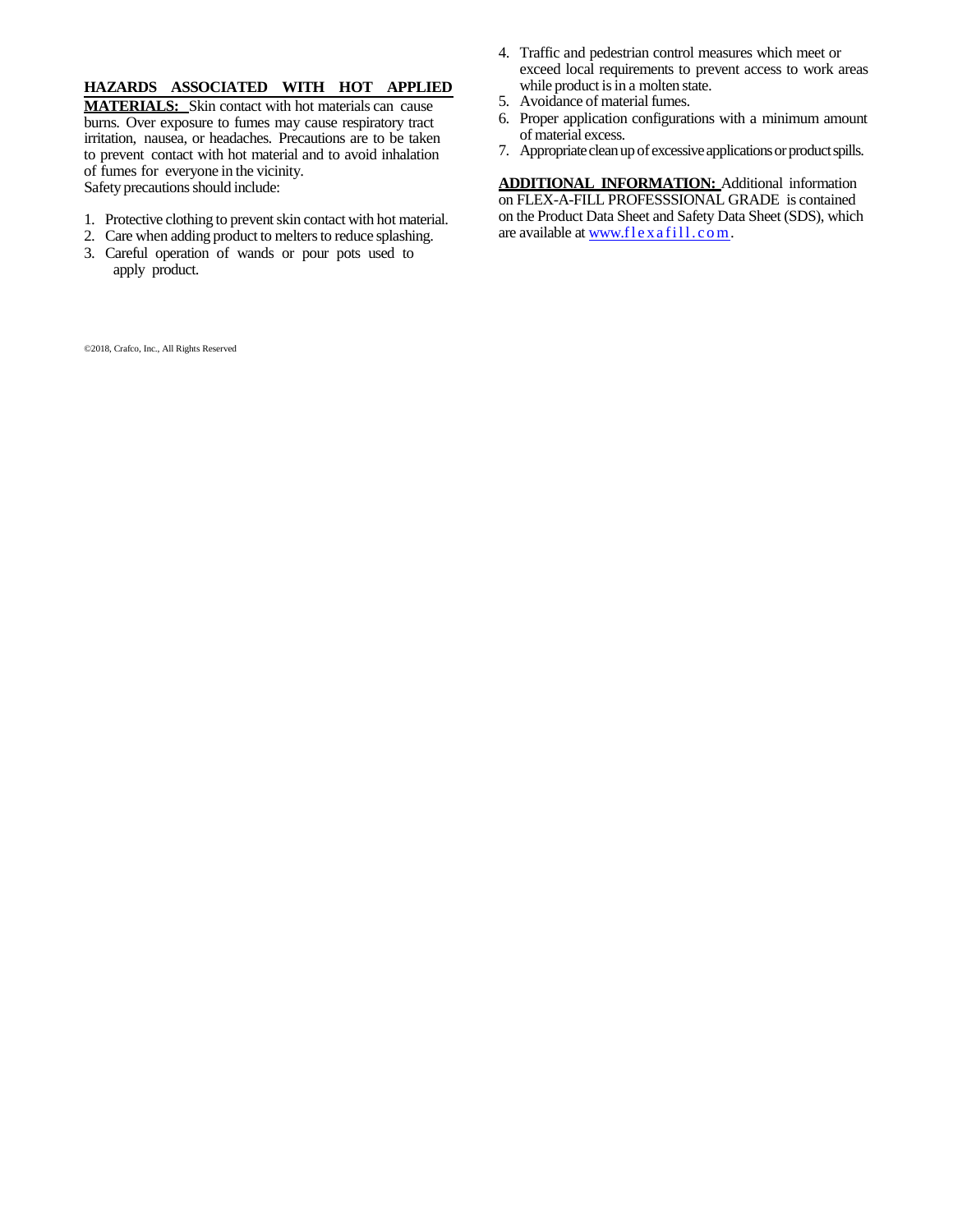**HAZARDS ASSOCIATED WITH HOT APPLIED MATERIALS:** Skin contact with hot materials can cause burns. Over exposure to fumes may cause respiratory tract irritation, nausea, or headaches. Precautions are to be taken to prevent contact with hot material and to avoid inhalation of fumes for everyone in the vicinity.
Safety precautions should include:

1. Protective clothing to prevent skin contact with hot material.
2. Care when adding product to melters to reduce splashing.
3. Careful operation of wands or pour pots used to apply product.
4. Traffic and pedestrian control measures which meet or exceed local requirements to prevent access to work areas while product is in a molten state.
5. Avoidance of material fumes.
6. Proper application configurations with a minimum amount of material excess.
7. Appropriate clean up of excessive applications or product spills.

**ADDITIONAL INFORMATION:** Additional information on FLEX-A-FILL PROFESSSIONAL GRADE is contained on the Product Data Sheet and Safety Data Sheet (SDS), which are available at www.flexafill.com.

©2018, Crafco, Inc., All Rights Reserved